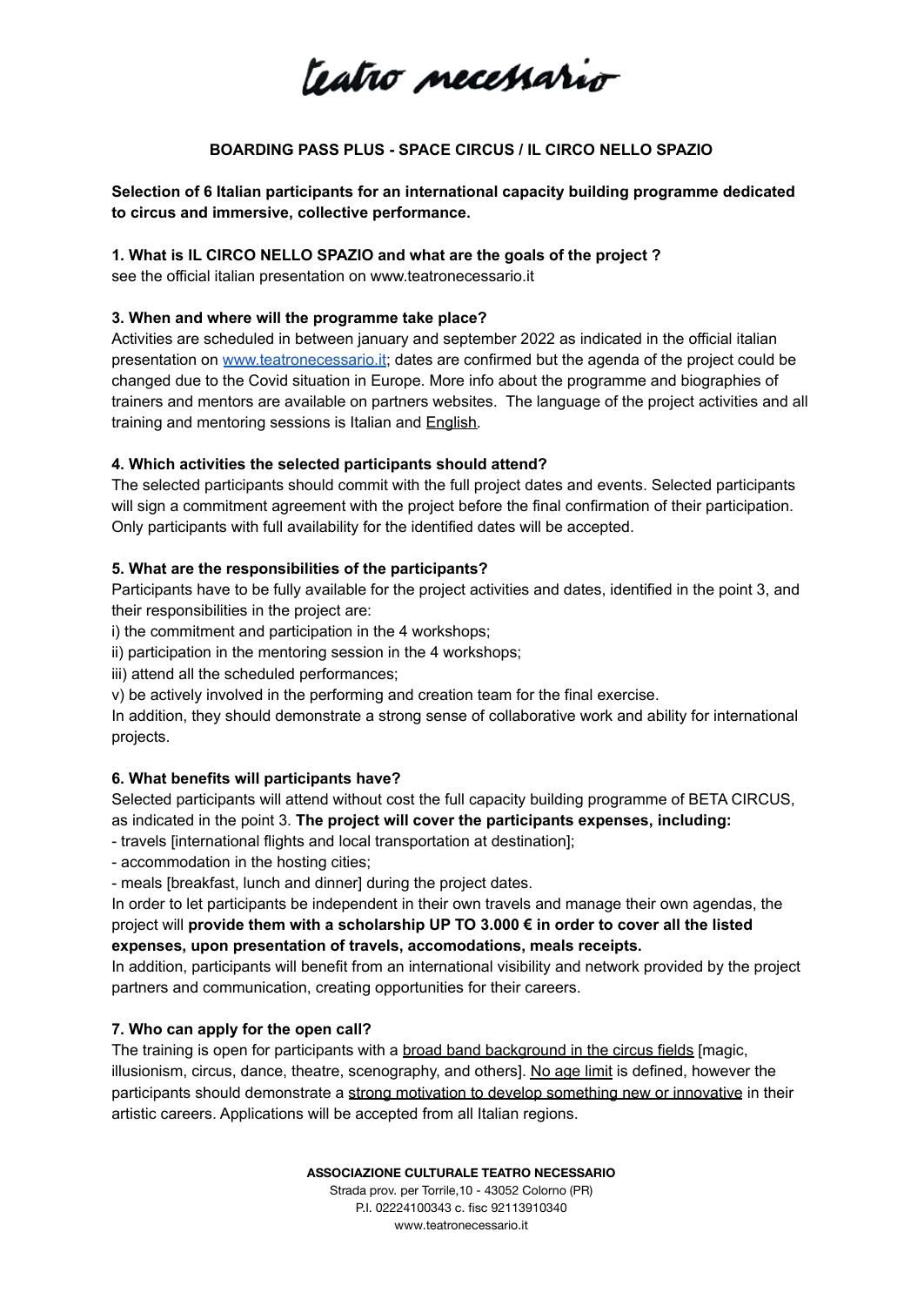teatro necessario

**BOARDING PASS PLUS - SPACE CIRCUS / IL CIRCO NELLO SPAZIO**

**Selection of 6 Italian participants for an international capacity building programme dedicated to circus and immersive, collective performance.**

**1. What is IL CIRCO NELLO SPAZIO and what are the goals of the project ?**

see the official italian presentation on www.teatronecessario.it

**3. When and where will the programme take place?**

Activities are scheduled in between january and september 2022 as indicated in the official italian presentation on www.teatronecessario.it; dates are confirmed but the agenda of the project could be changed due to the Covid situation in Europe. More info about the programme and biographies of trainers and mentors are available on partners websites. The language of the project activities and all training and mentoring sessions is Italian and English.

**4. Which activities the selected participants should attend?**

The selected participants should commit with the full project dates and events. Selected participants will sign a commitment agreement with the project before the final confirmation of their participation. Only participants with full availability for the identified dates will be accepted.

**5. What are the responsibilities of the participants?**

Participants have to be fully available for the project activities and dates, identified in the point 3, and their responsibilities in the project are:

i) the commitment and participation in the 4 workshops;

ii) participation in the mentoring session in the 4 workshops;

iii) attend all the scheduled performances;

v) be actively involved in the performing and creation team for the final exercise.

In addition, they should demonstrate a strong sense of collaborative work and ability for international projects.

**6. What benefits will participants have?**

Selected participants will attend without cost the full capacity building programme of BETA CIRCUS, as indicated in the point 3. **The project will cover the participants expenses, including:**

- travels [international flights and local transportation at destination];
- accommodation in the hosting cities;
- meals [breakfast, lunch and dinner] during the project dates.

In order to let participants be independent in their own travels and manage their own agendas, the project will **provide them with a scholarship UP TO 3.000 € in order to cover all the listed expenses, upon presentation of travels, accomodations, meals receipts.**

In addition, participants will benefit from an international visibility and network provided by the project partners and communication, creating opportunities for their careers.

**7. Who can apply for the open call?**

The training is open for participants with a broad band background in the circus fields [magic, illusionism, circus, dance, theatre, scenography, and others]. No age limit is defined, however the participants should demonstrate a strong motivation to develop something new or innovative in their artistic careers. Applications will be accepted from all Italian regions.

**ASSOCIAZIONE CULTURALE TEATRO NECESSARIO**
Strada prov. per Torrile,10 - 43052 Colorno (PR)
P.I. 02224100343 c. fisc 92113910340
www.teatronecessario.it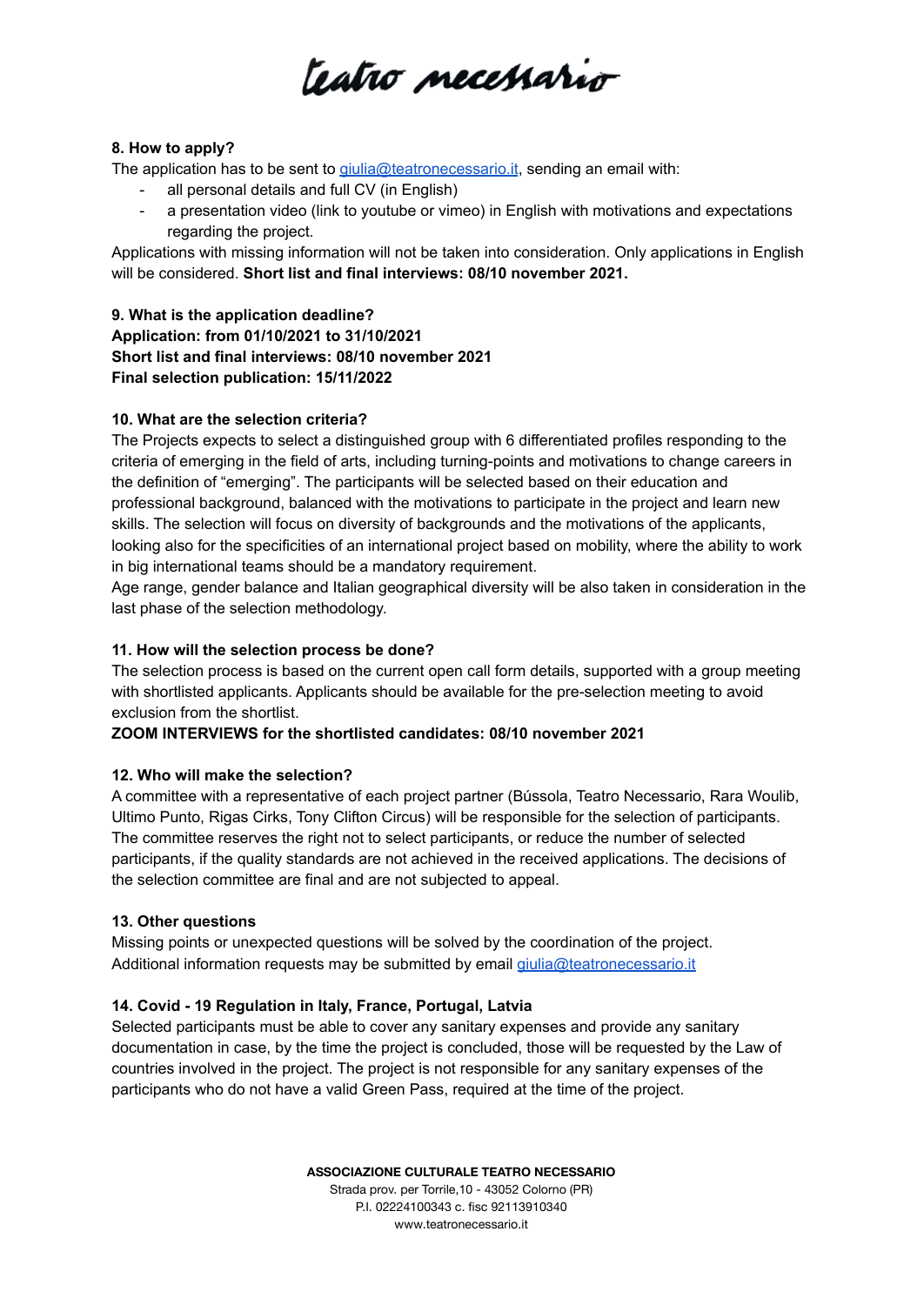## 8. How to apply?

The application has to be sent to [giulia@teatronecessario.it](mailto:giulia@teatronecessario.it), sending an email with:

- all personal details and full CV (in English)
- a presentation video (link to youtube or vimeo) in English with motivations and expectations regarding the project.

Applications with missing information will not be taken into consideration. Only applications in English will be considered. **Short list and final interviews: 08/10 november 2021.**

## 9. What is the application deadline?

**Application: from 01/10/2021 to 31/10/2021**
**Short list and final interviews: 08/10 november 2021**
**Final selection publication: 15/11/2022**

## 10. What are the selection criteria?

The Projects expects to select a distinguished group with 6 differentiated profiles responding to the criteria of emerging in the field of arts, including turning-points and motivations to change careers in the definition of "emerging". The participants will be selected based on their education and professional background, balanced with the motivations to participate in the project and learn new skills. The selection will focus on diversity of backgrounds and the motivations of the applicants, looking also for the specificities of an international project based on mobility, where the ability to work in big international teams should be a mandatory requirement.

Age range, gender balance and Italian geographical diversity will be also taken in consideration in the last phase of the selection methodology.

## 11. How will the selection process be done?

The selection process is based on the current open call form details, supported with a group meeting with shortlisted applicants. Applicants should be available for the pre-selection meeting to avoid exclusion from the shortlist.

**ZOOM INTERVIEWS for the shortlisted candidates: 08/10 november 2021**

## 12. Who will make the selection?

A committee with a representative of each project partner (Bússola, Teatro Necessario, Rara Woulib, Ultimo Punto, Rigas Cirks, Tony Clifton Circus) will be responsible for the selection of participants. The committee reserves the right not to select participants, or reduce the number of selected participants, if the quality standards are not achieved in the received applications. The decisions of the selection committee are final and are not subjected to appeal.

## 13. Other questions

Missing points or unexpected questions will be solved by the coordination of the project.
Additional information requests may be submitted by email [giulia@teatronecessario.it](mailto:giulia@teatronecessario.it)

## 14. Covid - 19 Regulation in Italy, France, Portugal, Latvia

Selected participants must be able to cover any sanitary expenses and provide any sanitary documentation in case, by the time the project is concluded, those will be requested by the Law of countries involved in the project. The project is not responsible for any sanitary expenses of the participants who do not have a valid Green Pass, required at the time of the project.